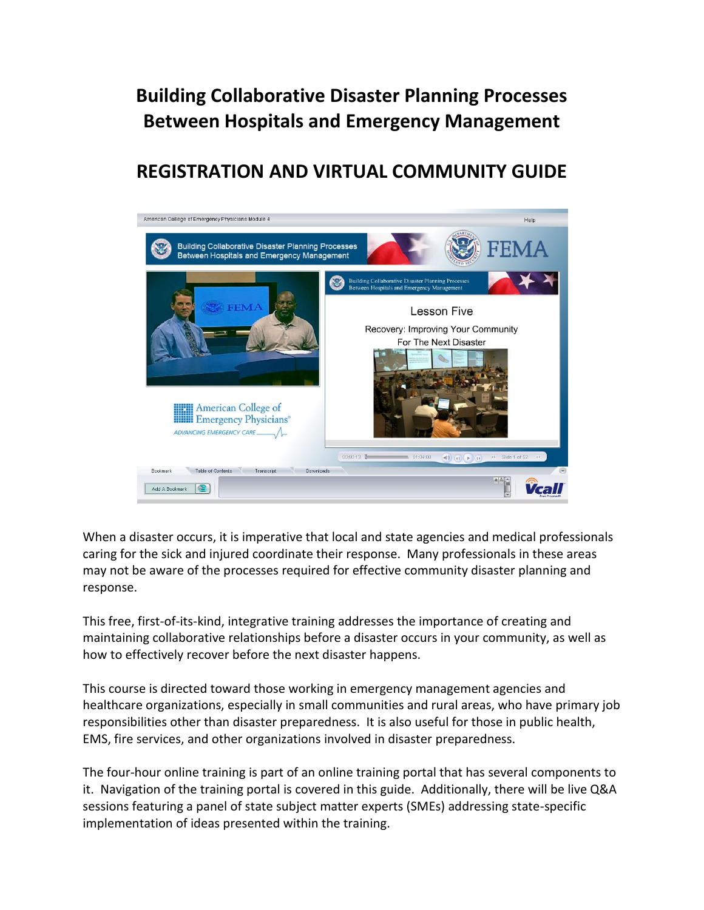# Building Collaborative Disaster Planning Processes Between Hospitals and Emergency Management

## REGISTRATION AND VIRTUAL COMMUNITY GUIDE

When a disaster occurs, it is imperative that local and state agencies and medical professionals caring for the sick and injured coordinate their response. Many professionals in these areas may not be aware of the processes required for effective community disaster planning and response.

This free, first-of-its-kind, integrative training addresses the importance of creating and maintaining collaborative relationships before a disaster occurs in your community, as well as how to effectively recover before the next disaster happens.

This course is directed toward those working in emergency management agencies and healthcare organizations, especially in small communities and rural areas, who have primary job responsibilities other than disaster preparedness. It is also useful for those in public health, EMS, fire services, and other organizations involved in disaster preparedness.

The four-hour online training is part of an online training portal that has several components to it. Navigation of the training portal is covered in this guide. Additionally, there will be live Q&A sessions featuring a panel of state subject matter experts (SMEs) addressing state-specific implementation of ideas presented within the training.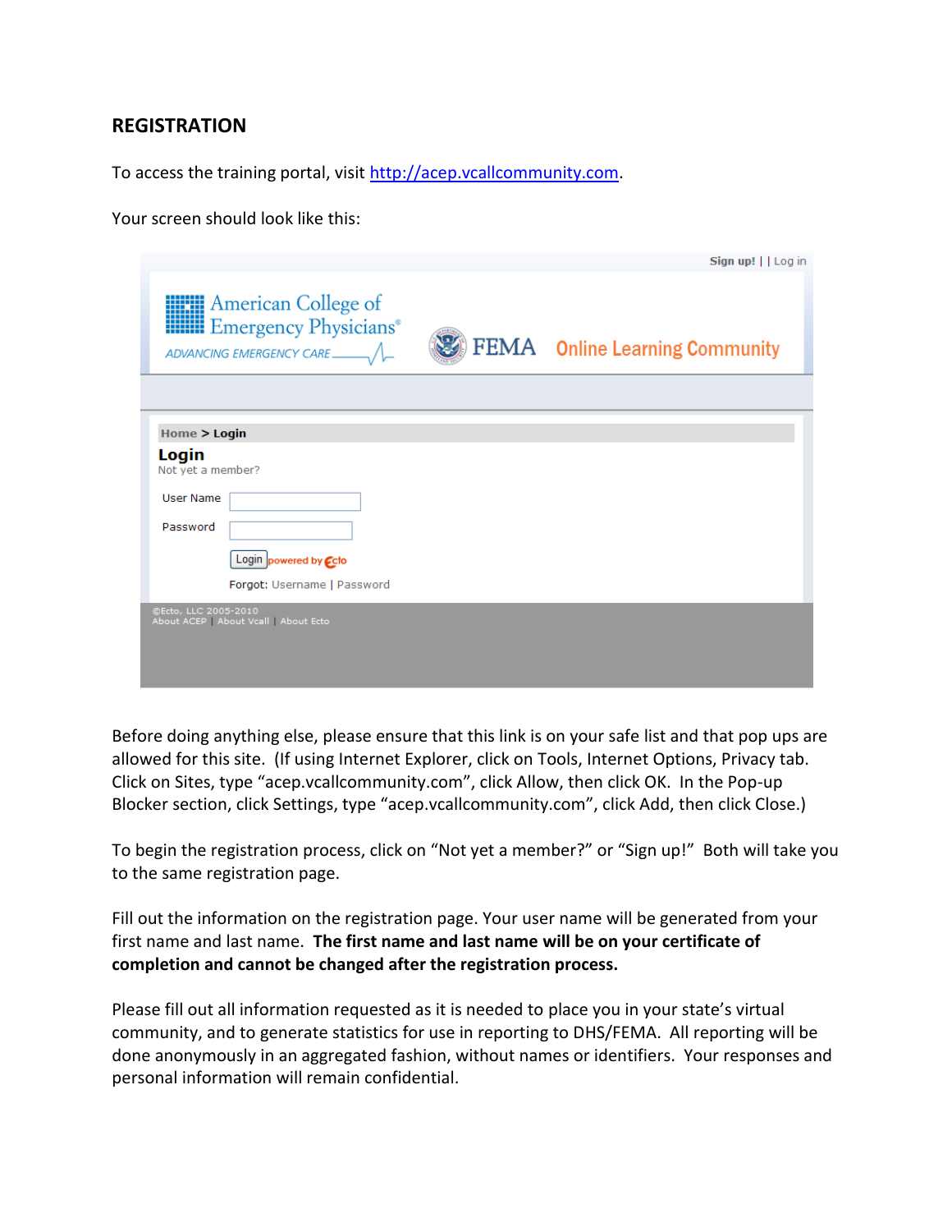## REGISTRATION

To access the training portal, visit http://acep.vcallcommunity.com.

Your screen should look like this:

Before doing anything else, please ensure that this link is on your safe list and that pop ups are allowed for this site. (If using Internet Explorer, click on Tools, Internet Options, Privacy tab. Click on Sites, type "acep.vcallcommunity.com", click Allow, then click OK. In the Pop-up Blocker section, click Settings, type "acep.vcallcommunity.com", click Add, then click Close.)

To begin the registration process, click on "Not yet a member?" or "Sign up!" Both will take you to the same registration page.

Fill out the information on the registration page. Your user name will be generated from your first name and last name. **The first name and last name will be on your certificate of completion and cannot be changed after the registration process.**

Please fill out all information requested as it is needed to place you in your state's virtual community, and to generate statistics for use in reporting to DHS/FEMA. All reporting will be done anonymously in an aggregated fashion, without names or identifiers. Your responses and personal information will remain confidential.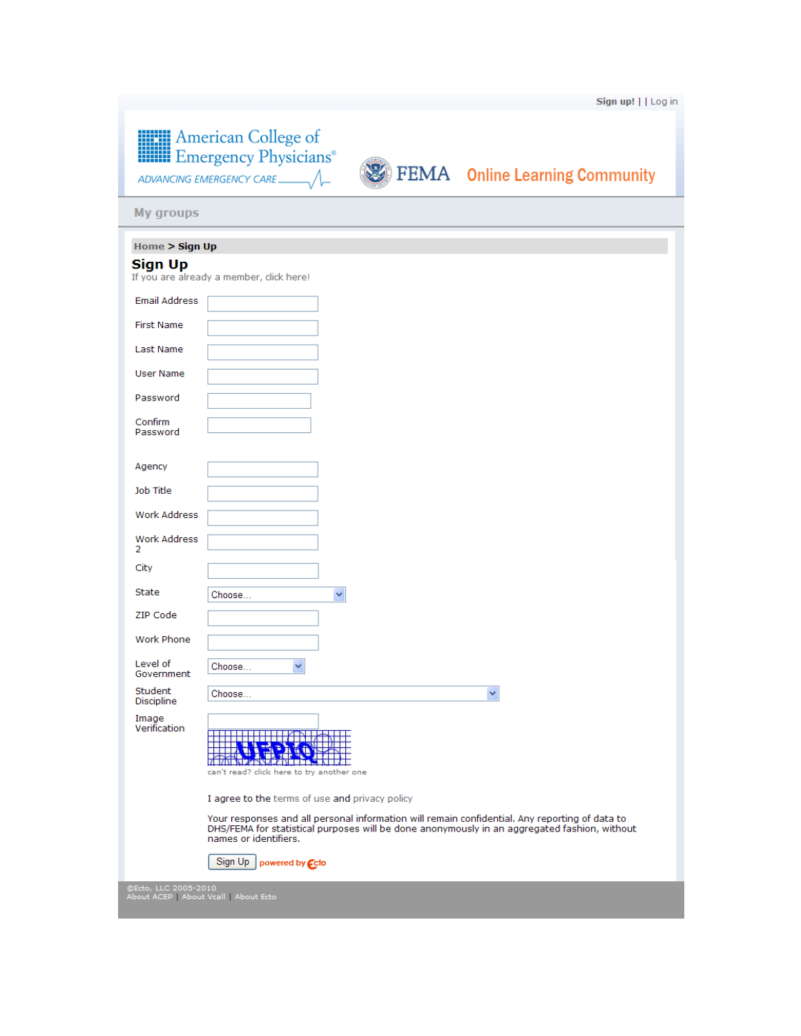Sign up! | | Log in

American College of Emergency Physicians®

ADVANCING EMERGENCY CARE

FEMA Online Learning Community

My groups

Home > **Sign Up**

## Sign Up

If you are already a member, click here!

Email Address

First Name

Last Name

User Name

Password

Confirm Password

Agency

Job Title

Work Address

Work Address 2

City

State — Choose...

ZIP Code

Work Phone

Level of Government — Choose...

Student Discipline — Choose...

Image Verification

UFPIQ

can't read? click here to try another one

I agree to the terms of use and privacy policy

Your responses and all personal information will remain confidential. Any reporting of data to DHS/FEMA for statistical purposes will be done anonymously in an aggregated fashion, without names or identifiers.

Sign Up — powered by Ecto

©Ecto, LLC 2005-2010

About ACEP | About Vcall | About Ecto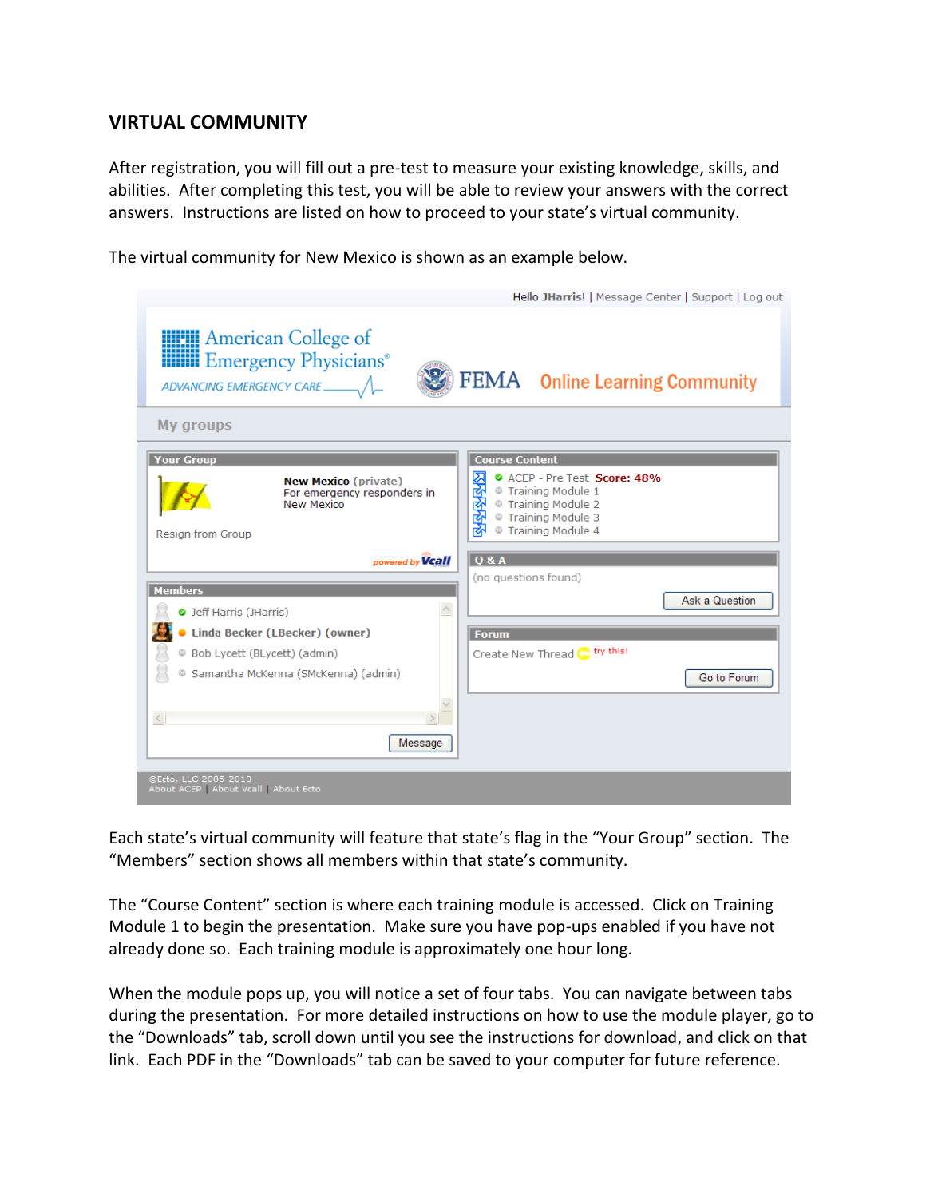## VIRTUAL COMMUNITY

After registration, you will fill out a pre-test to measure your existing knowledge, skills, and abilities. After completing this test, you will be able to review your answers with the correct answers. Instructions are listed on how to proceed to your state's virtual community.

The virtual community for New Mexico is shown as an example below.

Each state's virtual community will feature that state's flag in the "Your Group" section. The "Members" section shows all members within that state's community.

The "Course Content" section is where each training module is accessed. Click on Training Module 1 to begin the presentation. Make sure you have pop-ups enabled if you have not already done so. Each training module is approximately one hour long.

When the module pops up, you will notice a set of four tabs. You can navigate between tabs during the presentation. For more detailed instructions on how to use the module player, go to the "Downloads" tab, scroll down until you see the instructions for download, and click on that link. Each PDF in the "Downloads" tab can be saved to your computer for future reference.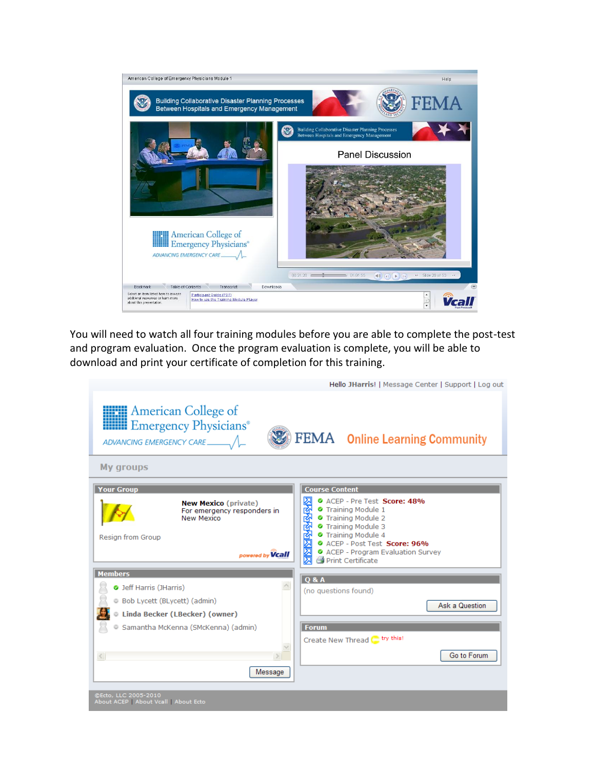You will need to watch all four training modules before you are able to complete the post-test and program evaluation. Once the program evaluation is complete, you will be able to download and print your certificate of completion for this training.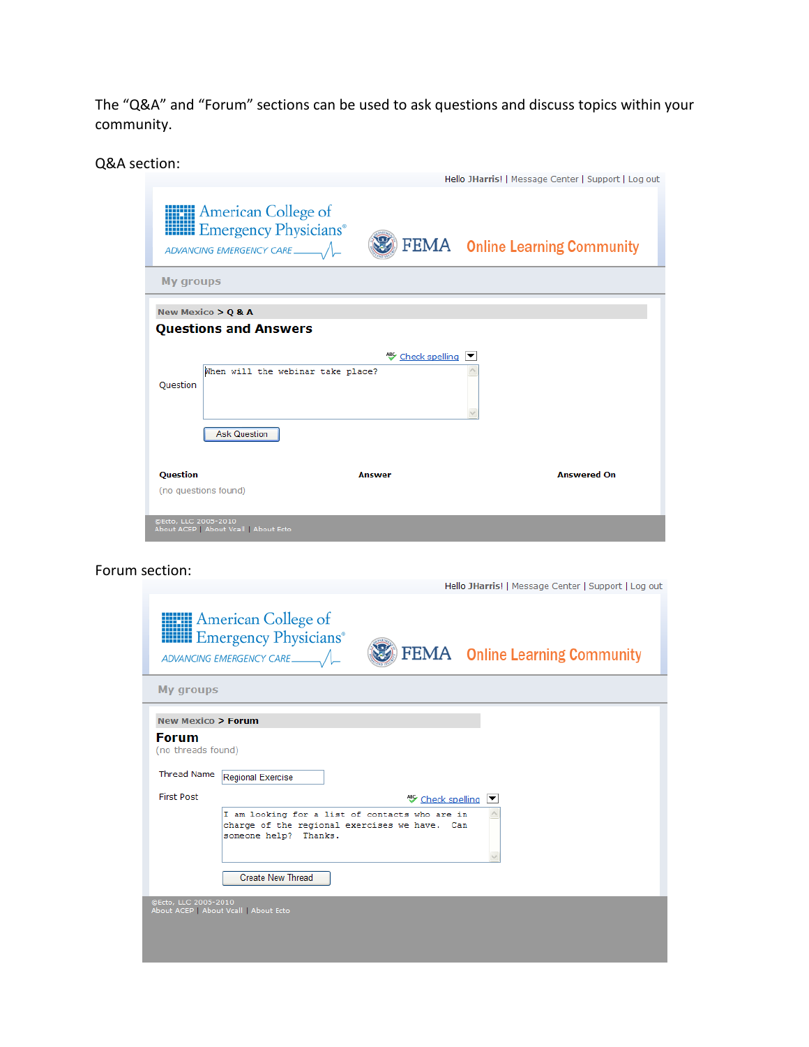The "Q&A" and "Forum" sections can be used to ask questions and discuss topics within your community.

Q&A section:

Hello JHarris! | Message Center | Support | Log out

American College of Emergency Physicians®
ADVANCING EMERGENCY CARE

FEMA Online Learning Community

My groups

New Mexico > Q & A

**Questions and Answers**

Check spelling

Question: When will the webinar take place?

Ask Question

| Question | Answer | Answered On |
|---|---|---|
| (no questions found) | | |

©Ecto, LLC 2005-2010
About ACEP | About Vcall | About Ecto

Forum section:

Hello JHarris! | Message Center | Support | Log out

American College of Emergency Physicians®
ADVANCING EMERGENCY CARE

FEMA Online Learning Community

My groups

New Mexico > Forum

**Forum**

(no threads found)

Thread Name: Regional Exercise

First Post

Check spelling

I am looking for a list of contacts who are in charge of the regional exercises we have. Can someone help? Thanks.

Create New Thread

©Ecto, LLC 2005-2010
About ACEP | About Vcall | About Ecto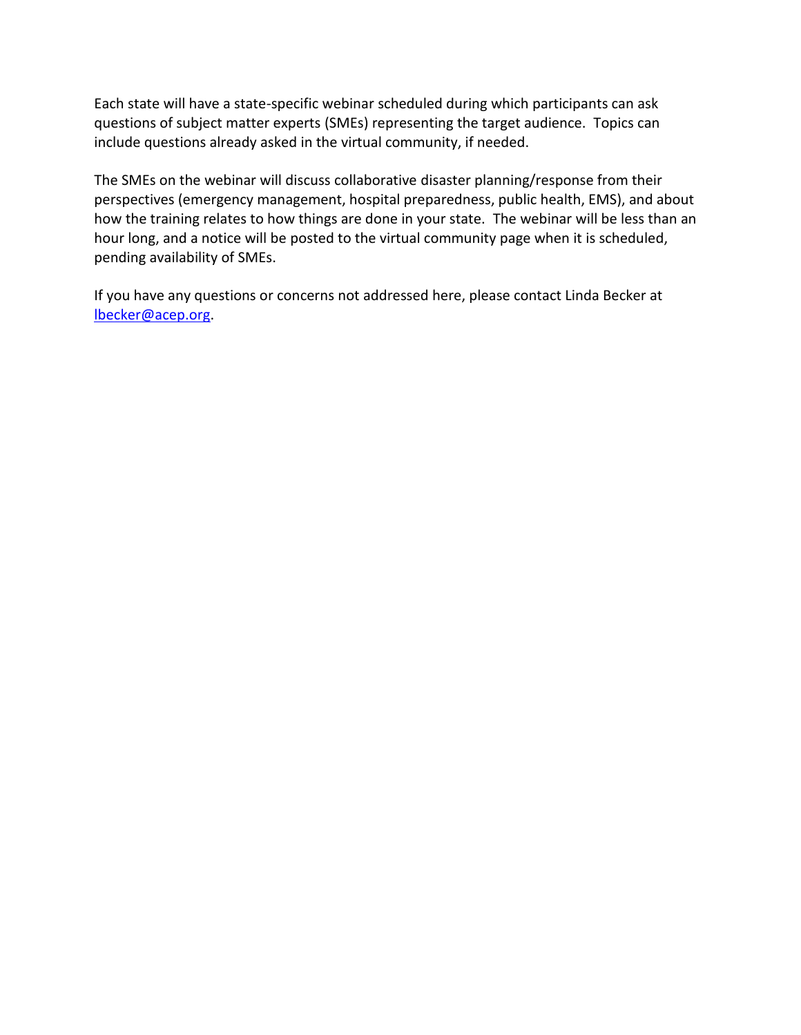Each state will have a state-specific webinar scheduled during which participants can ask questions of subject matter experts (SMEs) representing the target audience. Topics can include questions already asked in the virtual community, if needed.

The SMEs on the webinar will discuss collaborative disaster planning/response from their perspectives (emergency management, hospital preparedness, public health, EMS), and about how the training relates to how things are done in your state. The webinar will be less than an hour long, and a notice will be posted to the virtual community page when it is scheduled, pending availability of SMEs.

If you have any questions or concerns not addressed here, please contact Linda Becker at [lbecker@acep.org](mailto:lbecker@acep.org).